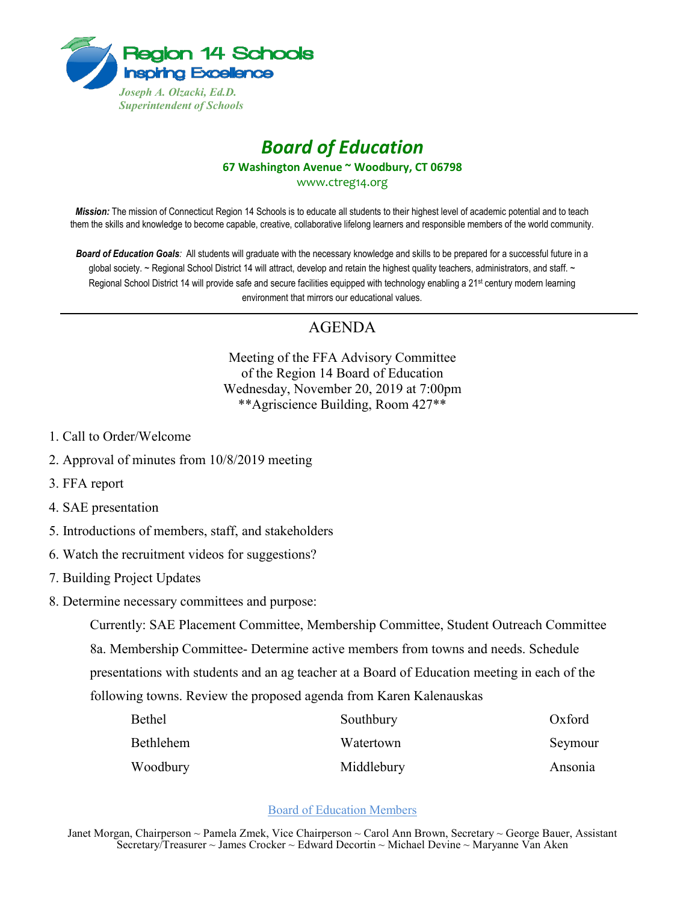Region 14 Schools
Inspiring Excellence

*Joseph A. Olzacki, Ed.D.*
*Superintendent of Schools*

# *Board of Education*

**67 Washington Avenue ~ Woodbury, CT 06798**

www.ctreg14.org

***Mission:*** The mission of Connecticut Region 14 Schools is to educate all students to their highest level of academic potential and to teach them the skills and knowledge to become capable, creative, collaborative lifelong learners and responsible members of the world community.

***Board of Education Goals**:* All students will graduate with the necessary knowledge and skills to be prepared for a successful future in a global society. ~ Regional School District 14 will attract, develop and retain the highest quality teachers, administrators, and staff. ~ Regional School District 14 will provide safe and secure facilities equipped with technology enabling a 21st century modern learning environment that mirrors our educational values.

---

## AGENDA

Meeting of the FFA Advisory Committee
of the Region 14 Board of Education
Wednesday, November 20, 2019 at 7:00pm
**Agriscience Building, Room 427**

1. Call to Order/Welcome
2. Approval of minutes from 10/8/2019 meeting
3. FFA report
4. SAE presentation
5. Introductions of members, staff, and stakeholders
6. Watch the recruitment videos for suggestions?
7. Building Project Updates
8. Determine necessary committees and purpose:

   Currently: SAE Placement Committee, Membership Committee, Student Outreach Committee

   8a. Membership Committee- Determine active members from towns and needs. Schedule presentations with students and an ag teacher at a Board of Education meeting in each of the following towns. Review the proposed agenda from Karen Kalenauskas

| | | |
|---|---|---|
| Bethel | Southbury | Oxford |
| Bethlehem | Watertown | Seymour |
| Woodbury | Middlebury | Ansonia |

Board of Education Members

Janet Morgan, Chairperson ~ Pamela Zmek, Vice Chairperson ~ Carol Ann Brown, Secretary ~ George Bauer, Assistant Secretary/Treasurer ~ James Crocker ~ Edward Decortin ~ Michael Devine ~ Maryanne Van Aken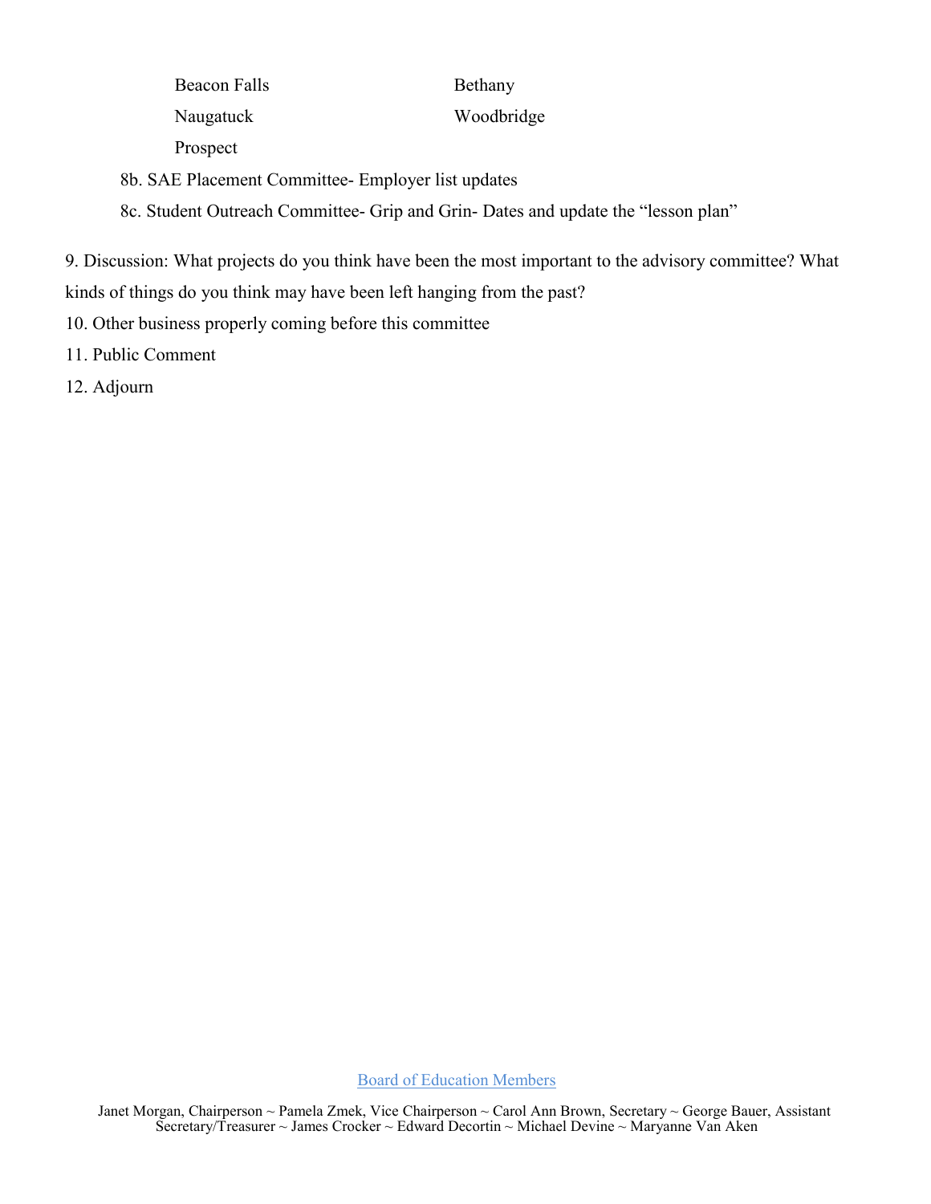Beacon Falls
Bethany
Naugatuck
Woodbridge
Prospect

8b. SAE Placement Committee- Employer list updates

8c. Student Outreach Committee- Grip and Grin- Dates and update the "lesson plan"

9. Discussion: What projects do you think have been the most important to the advisory committee? What kinds of things do you think may have been left hanging from the past?
10. Other business properly coming before this committee
11. Public Comment
12. Adjourn

Board of Education Members

Janet Morgan, Chairperson ~ Pamela Zmek, Vice Chairperson ~ Carol Ann Brown, Secretary ~ George Bauer, Assistant Secretary/Treasurer ~ James Crocker ~ Edward Decortin ~ Michael Devine ~ Maryanne Van Aken